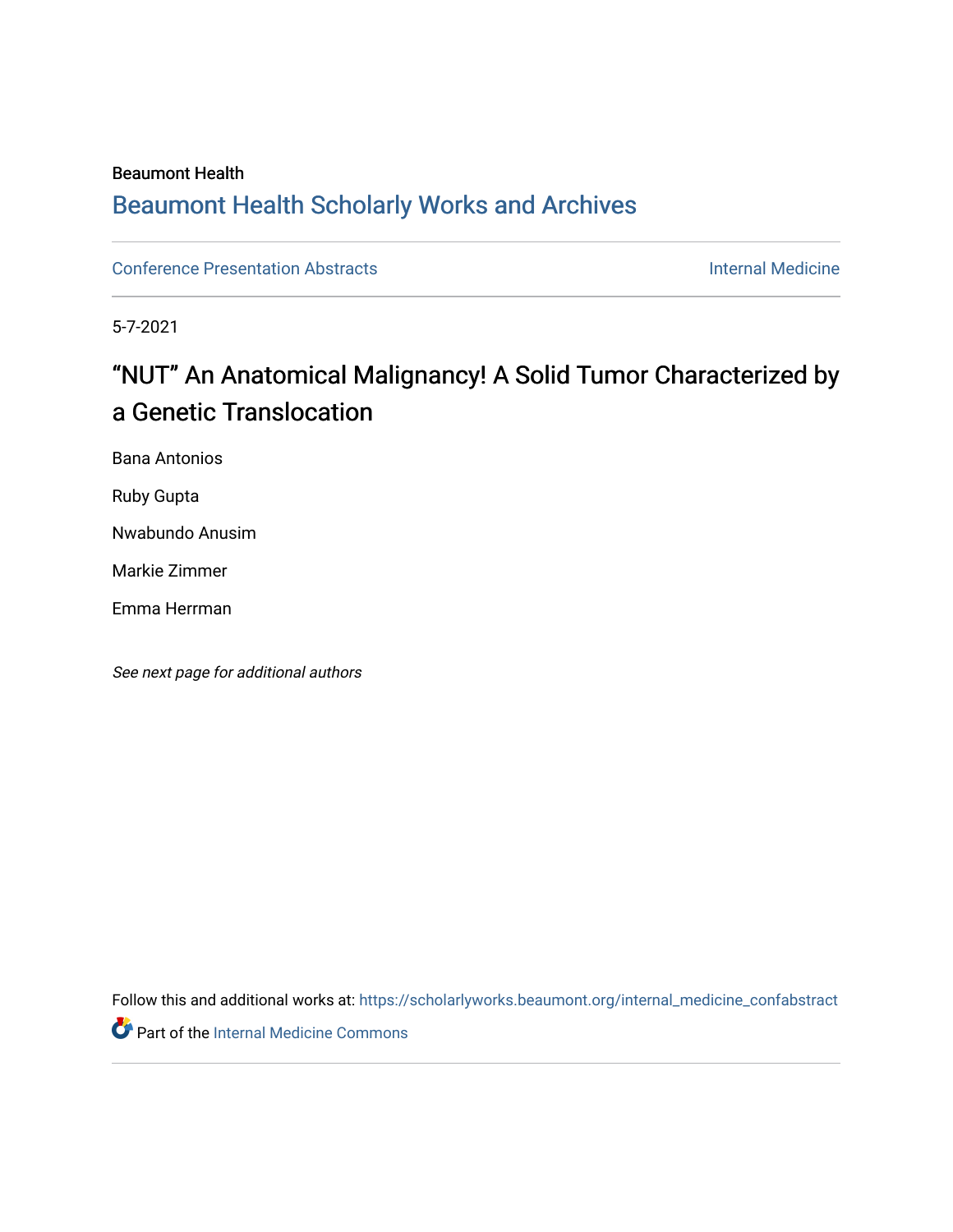Beaumont Health

## Beaumont Health Scholarly Works and Archives

Conference Presentation Abstracts

Internal Medicine

5-7-2021

# “NUT” An Anatomical Malignancy! A Solid Tumor Characterized by a Genetic Translocation

Bana Antonios

Ruby Gupta

Nwabundo Anusim

Markie Zimmer

Emma Herrman

*See next page for additional authors*

Follow this and additional works at: https://scholarlyworks.beaumont.org/internal_medicine_confabstract

Part of the Internal Medicine Commons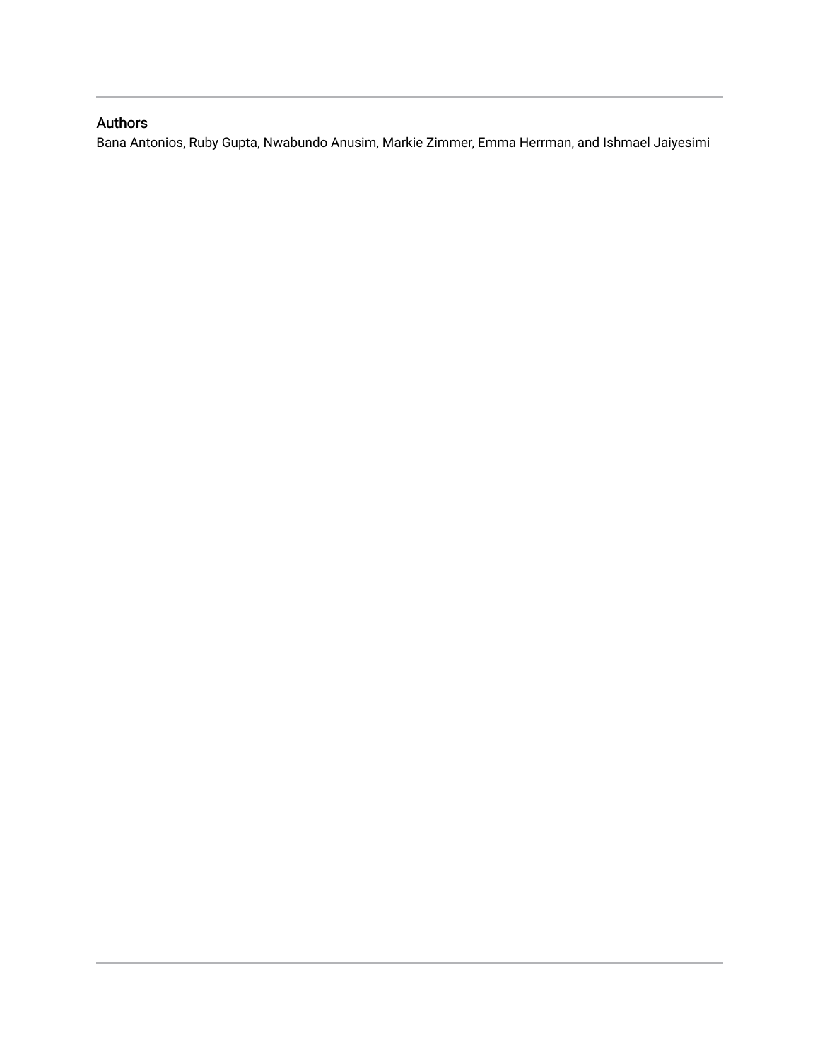## Authors

Bana Antonios, Ruby Gupta, Nwabundo Anusim, Markie Zimmer, Emma Herrman, and Ishmael Jaiyesimi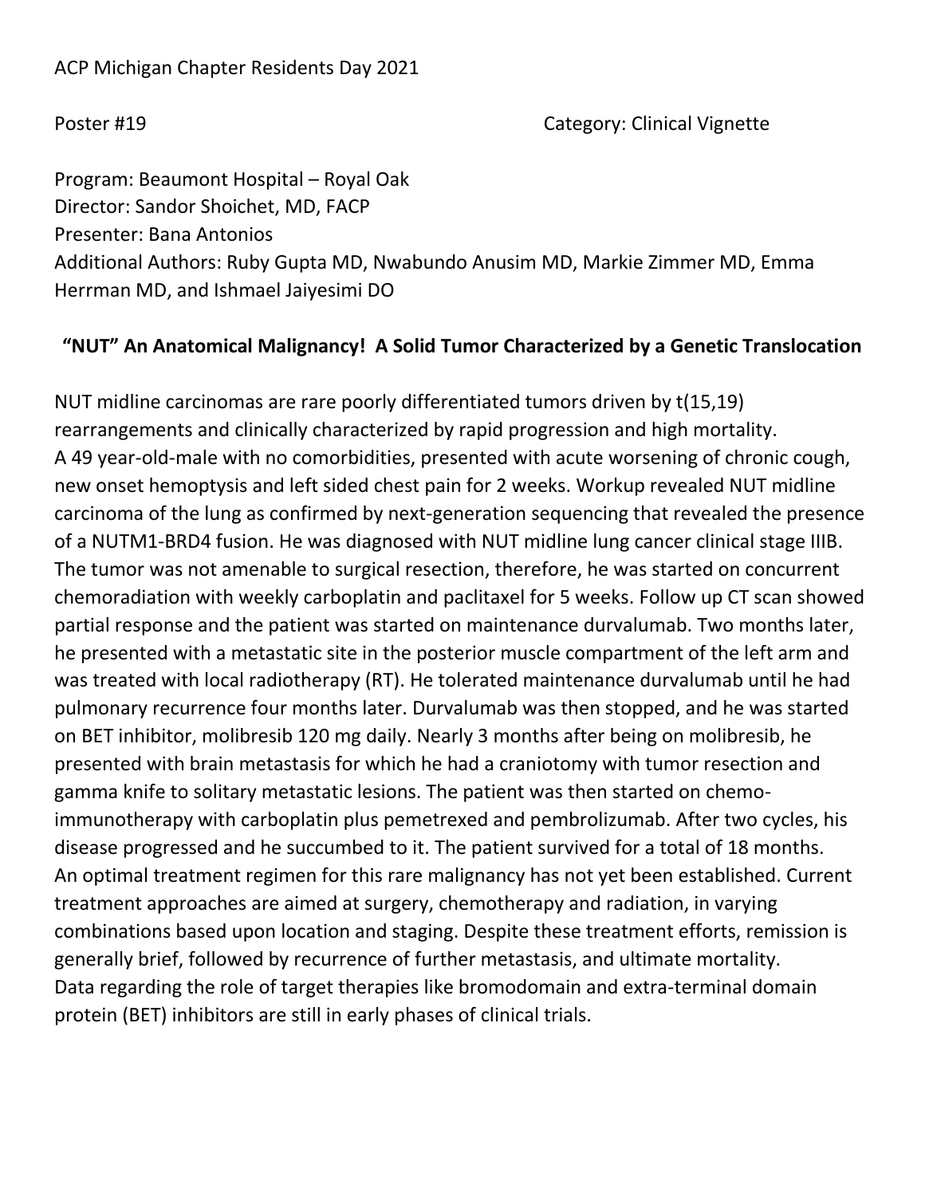ACP Michigan Chapter Residents Day 2021

Poster #19 Category: Clinical Vignette

Program: Beaumont Hospital – Royal Oak
Director: Sandor Shoichet, MD, FACP
Presenter: Bana Antonios
Additional Authors: Ruby Gupta MD, Nwabundo Anusim MD, Markie Zimmer MD, Emma Herrman MD, and Ishmael Jaiyesimi DO

## "NUT" An Anatomical Malignancy! A Solid Tumor Characterized by a Genetic Translocation

NUT midline carcinomas are rare poorly differentiated tumors driven by t(15,19) rearrangements and clinically characterized by rapid progression and high mortality.

A 49 year-old-male with no comorbidities, presented with acute worsening of chronic cough, new onset hemoptysis and left sided chest pain for 2 weeks. Workup revealed NUT midline carcinoma of the lung as confirmed by next-generation sequencing that revealed the presence of a NUTM1-BRD4 fusion. He was diagnosed with NUT midline lung cancer clinical stage IIIB. The tumor was not amenable to surgical resection, therefore, he was started on concurrent chemoradiation with weekly carboplatin and paclitaxel for 5 weeks. Follow up CT scan showed partial response and the patient was started on maintenance durvalumab. Two months later, he presented with a metastatic site in the posterior muscle compartment of the left arm and was treated with local radiotherapy (RT). He tolerated maintenance durvalumab until he had pulmonary recurrence four months later. Durvalumab was then stopped, and he was started on BET inhibitor, molibresib 120 mg daily. Nearly 3 months after being on molibresib, he presented with brain metastasis for which he had a craniotomy with tumor resection and gamma knife to solitary metastatic lesions. The patient was then started on chemo-immunotherapy with carboplatin plus pemetrexed and pembrolizumab. After two cycles, his disease progressed and he succumbed to it. The patient survived for a total of 18 months.

An optimal treatment regimen for this rare malignancy has not yet been established. Current treatment approaches are aimed at surgery, chemotherapy and radiation, in varying combinations based upon location and staging. Despite these treatment efforts, remission is generally brief, followed by recurrence of further metastasis, and ultimate mortality.

Data regarding the role of target therapies like bromodomain and extra-terminal domain protein (BET) inhibitors are still in early phases of clinical trials.